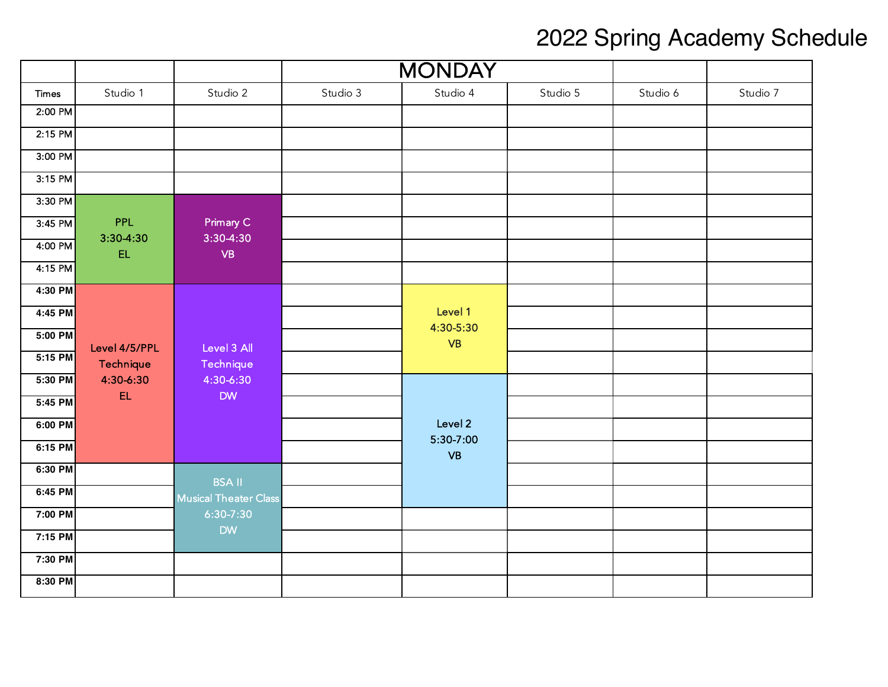# 2022 Spring Academy Schedule

## MONDAY

| Times | Studio 1 | Studio 2 | Studio 3 | Studio 4 | Studio 5 | Studio 6 | Studio 7 |
|---|---|---|---|---|---|---|---|
| 2:00 PM | | | | | | | |
| 2:15 PM | | | | | | | |
| 3:00 PM | | | | | | | |
| 3:15 PM | | | | | | | |
| 3:30 PM | PPL 3:30-4:30 EL | Primary C 3:30-4:30 VB | | | | | |
| 3:45 PM | | | | | | | |
| 4:00 PM | | | | | | | |
| 4:15 PM | | | | | | | |
| 4:30 PM | Level 4/5/PPL Technique 4:30-6:30 EL | Level 3 All Technique 4:30-6:30 DW | | Level 1 4:30-5:30 VB | | | |
| 4:45 PM | | | | | | | |
| 5:00 PM | | | | | | | |
| 5:15 PM | | | | | | | |
| 5:30 PM | | | | Level 2 5:30-7:00 VB | | | |
| 5:45 PM | | | | | | | |
| 6:00 PM | | | | | | | |
| 6:15 PM | | | | | | | |
| 6:30 PM | | BSA II Musical Theater Class 6:30-7:30 DW | | | | | |
| 6:45 PM | | | | | | | |
| 7:00 PM | | | | | | | |
| 7:15 PM | | | | | | | |
| 7:30 PM | | | | | | | |
| 8:30 PM | | | | | | | |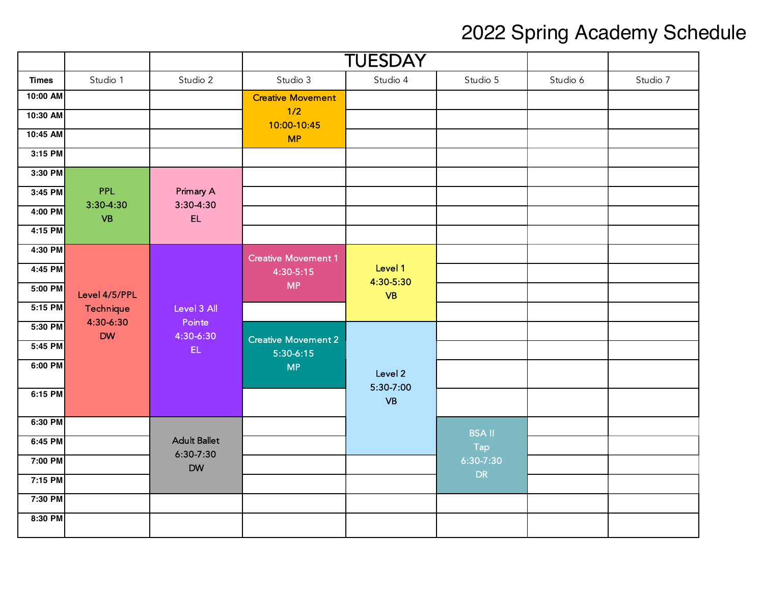# 2022 Spring Academy Schedule

| | | | TUESDAY | | | | |
|---|---|---|---|---|---|---|---|
| **Times** | Studio 1 | Studio 2 | Studio 3 | Studio 4 | Studio 5 | Studio 6 | Studio 7 |
| **10:00 AM** | | | Creative Movement 1/2 10:00-10:45 MP | | | | |
| **10:30 AM** | | | | | | | |
| **10:45 AM** | | | | | | | |
| **3:15 PM** | | | | | | | |
| **3:30 PM** | PPL 3:30-4:30 VB | Primary A 3:30-4:30 EL | | | | | |
| **3:45 PM** | | | | | | | |
| **4:00 PM** | | | | | | | |
| **4:15 PM** | | | | | | | |
| **4:30 PM** | Level 4/5/PPL Technique 4:30-6:30 DW | Level 3 All Pointe 4:30-6:30 EL | Creative Movement 1 4:30-5:15 MP | Level 1 4:30-5:30 VB | | | |
| **4:45 PM** | | | | | | | |
| **5:00 PM** | | | | | | | |
| **5:15 PM** | | | | | | | |
| **5:30 PM** | | | Creative Movement 2 5:30-6:15 MP | Level 2 5:30-7:00 VB | | | |
| **5:45 PM** | | | | | | | |
| **6:00 PM** | | | | | | | |
| **6:15 PM** | | | | | | | |
| **6:30 PM** | | Adult Ballet 6:30-7:30 DW | | | BSA II Tap 6:30-7:30 DR | | |
| **6:45 PM** | | | | | | | |
| **7:00 PM** | | | | | | | |
| **7:15 PM** | | | | | | | |
| **7:30 PM** | | | | | | | |
| **8:30 PM** | | | | | | | |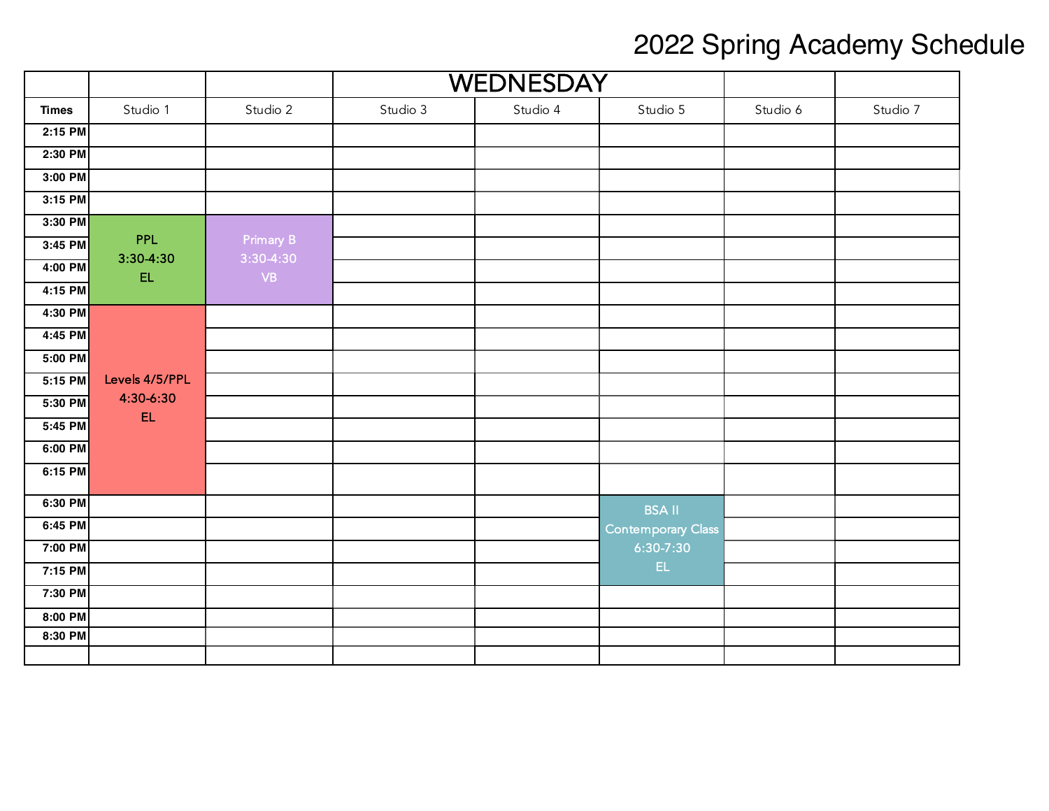# 2022 Spring Academy Schedule

| | | | WEDNESDAY | | | | |
|---|---|---|---|---|---|---|---|
| **Times** | Studio 1 | Studio 2 | Studio 3 | Studio 4 | Studio 5 | Studio 6 | Studio 7 |
| **2:15 PM** | | | | | | | |
| **2:30 PM** | | | | | | | |
| **3:00 PM** | | | | | | | |
| **3:15 PM** | | | | | | | |
| **3:30 PM** | PPL 3:30-4:30 EL | Primary B 3:30-4:30 VB | | | | | |
| **3:45 PM** | | | | | | | |
| **4:00 PM** | | | | | | | |
| **4:15 PM** | | | | | | | |
| **4:30 PM** | Levels 4/5/PPL 4:30-6:30 EL | | | | | | |
| **4:45 PM** | | | | | | | |
| **5:00 PM** | | | | | | | |
| **5:15 PM** | | | | | | | |
| **5:30 PM** | | | | | | | |
| **5:45 PM** | | | | | | | |
| **6:00 PM** | | | | | | | |
| **6:15 PM** | | | | | | | |
| **6:30 PM** | | | | | BSA II Contemporary Class 6:30-7:30 EL | | |
| **6:45 PM** | | | | | | | |
| **7:00 PM** | | | | | | | |
| **7:15 PM** | | | | | | | |
| **7:30 PM** | | | | | | | |
| **8:00 PM** | | | | | | | |
| **8:30 PM** | | | | | | | |
| | | | | | | | |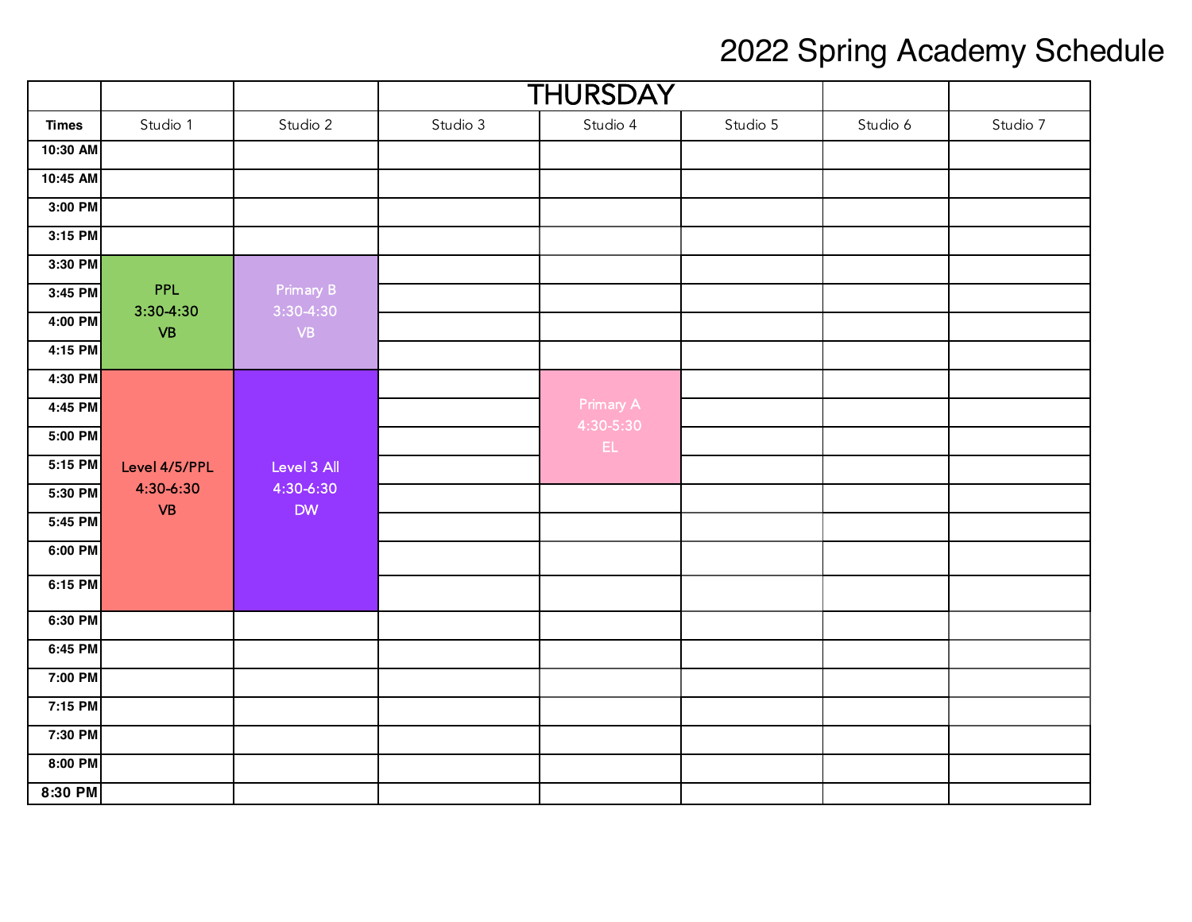# 2022 Spring Academy Schedule

| | | | THURSDAY | | | | |
|---|---|---|---|---|---|---|---|
| **Times** | Studio 1 | Studio 2 | Studio 3 | Studio 4 | Studio 5 | Studio 6 | Studio 7 |
| **10:30 AM** | | | | | | | |
| **10:45 AM** | | | | | | | |
| **3:00 PM** | | | | | | | |
| **3:15 PM** | | | | | | | |
| **3:30 PM** | PPL 3:30-4:30 VB | Primary B 3:30-4:30 VB | | | | | |
| **3:45 PM** | | | | | | | |
| **4:00 PM** | | | | | | | |
| **4:15 PM** | | | | | | | |
| **4:30 PM** | Level 4/5/PPL 4:30-6:30 VB | Level 3 All 4:30-6:30 DW | | Primary A 4:30-5:30 EL | | | |
| **4:45 PM** | | | | | | | |
| **5:00 PM** | | | | | | | |
| **5:15 PM** | | | | | | | |
| **5:30 PM** | | | | | | | |
| **5:45 PM** | | | | | | | |
| **6:00 PM** | | | | | | | |
| **6:15 PM** | | | | | | | |
| **6:30 PM** | | | | | | | |
| **6:45 PM** | | | | | | | |
| **7:00 PM** | | | | | | | |
| **7:15 PM** | | | | | | | |
| **7:30 PM** | | | | | | | |
| **8:00 PM** | | | | | | | |
| **8:30 PM** | | | | | | | |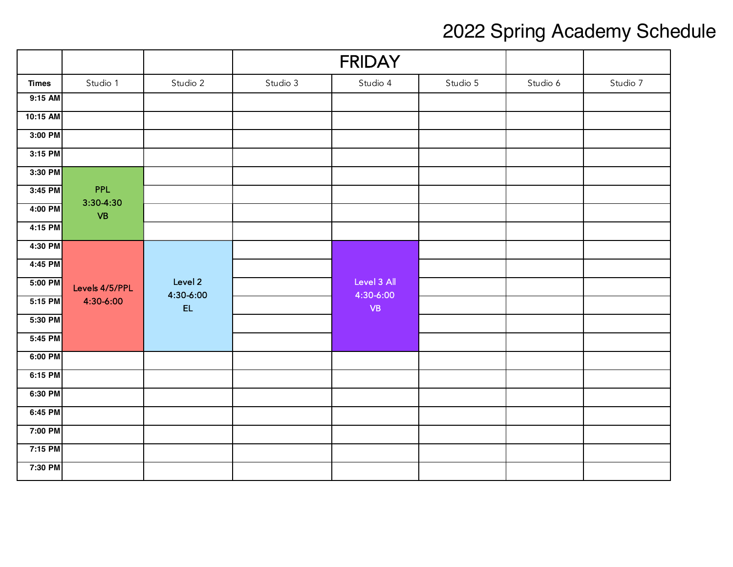# 2022 Spring Academy Schedule

| | | | FRIDAY | | | | |
|---|---|---|---|---|---|---|---|
| **Times** | Studio 1 | Studio 2 | Studio 3 | Studio 4 | Studio 5 | Studio 6 | Studio 7 |
| **9:15 AM** | | | | | | | |
| **10:15 AM** | | | | | | | |
| **3:00 PM** | | | | | | | |
| **3:15 PM** | | | | | | | |
| **3:30 PM** | PPL 3:30-4:30 VB | | | | | | |
| **3:45 PM** | | | | | | | |
| **4:00 PM** | | | | | | | |
| **4:15 PM** | | | | | | | |
| **4:30 PM** | Levels 4/5/PPL 4:30-6:00 | Level 2 4:30-6:00 EL | | Level 3 All 4:30-6:00 VB | | | |
| **4:45 PM** | | | | | | | |
| **5:00 PM** | | | | | | | |
| **5:15 PM** | | | | | | | |
| **5:30 PM** | | | | | | | |
| **5:45 PM** | | | | | | | |
| **6:00 PM** | | | | | | | |
| **6:15 PM** | | | | | | | |
| **6:30 PM** | | | | | | | |
| **6:45 PM** | | | | | | | |
| **7:00 PM** | | | | | | | |
| **7:15 PM** | | | | | | | |
| **7:30 PM** | | | | | | | |